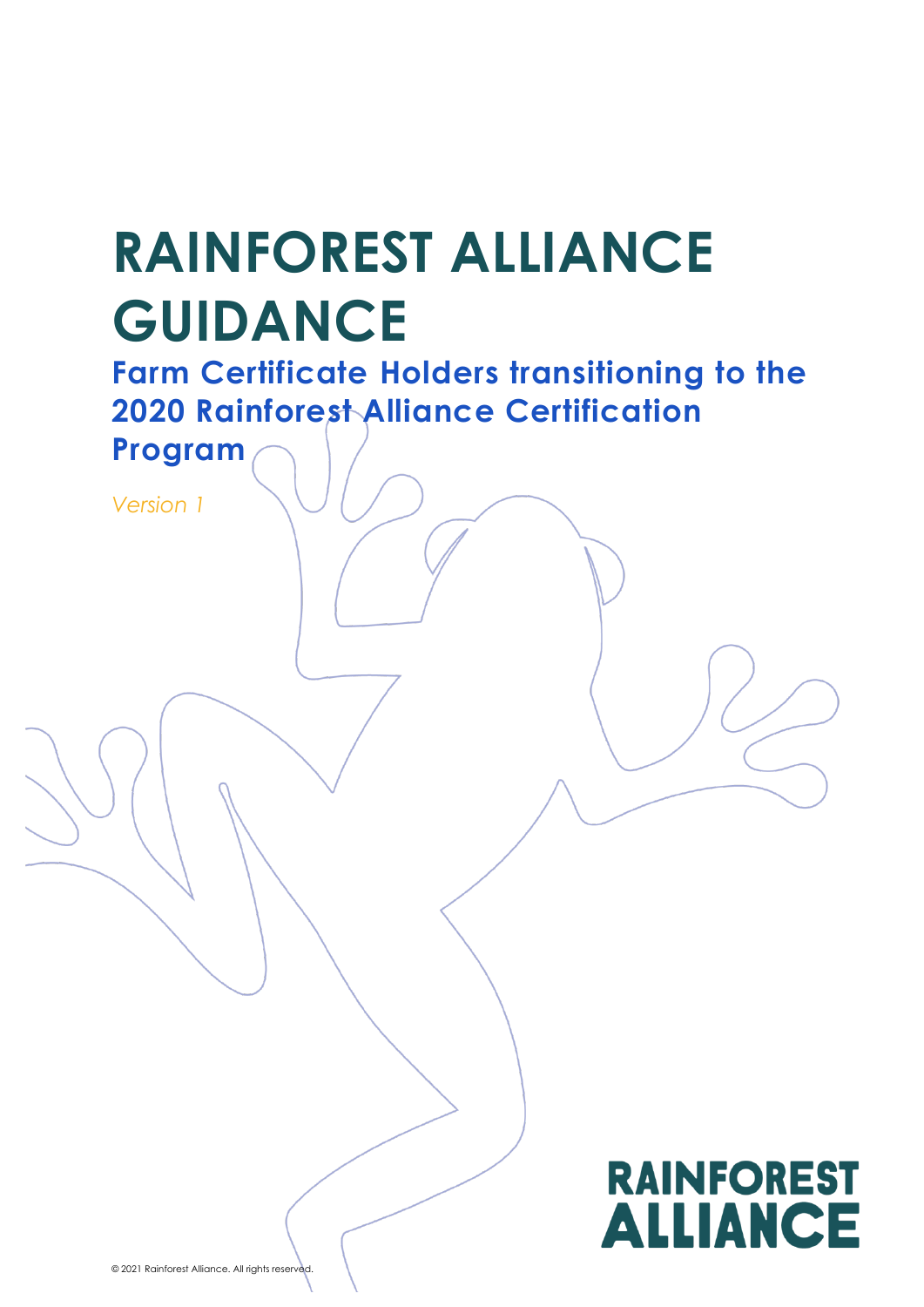# RAINFOREST ALLIANCE GUIDANCE

## Farm Certificate Holders transitioning to the 2020 Rainforest Alliance Certification Program

*Version 1*

RAINFOREST ALLIANCE

© 2021 Rainforest Alliance. All rights reserved.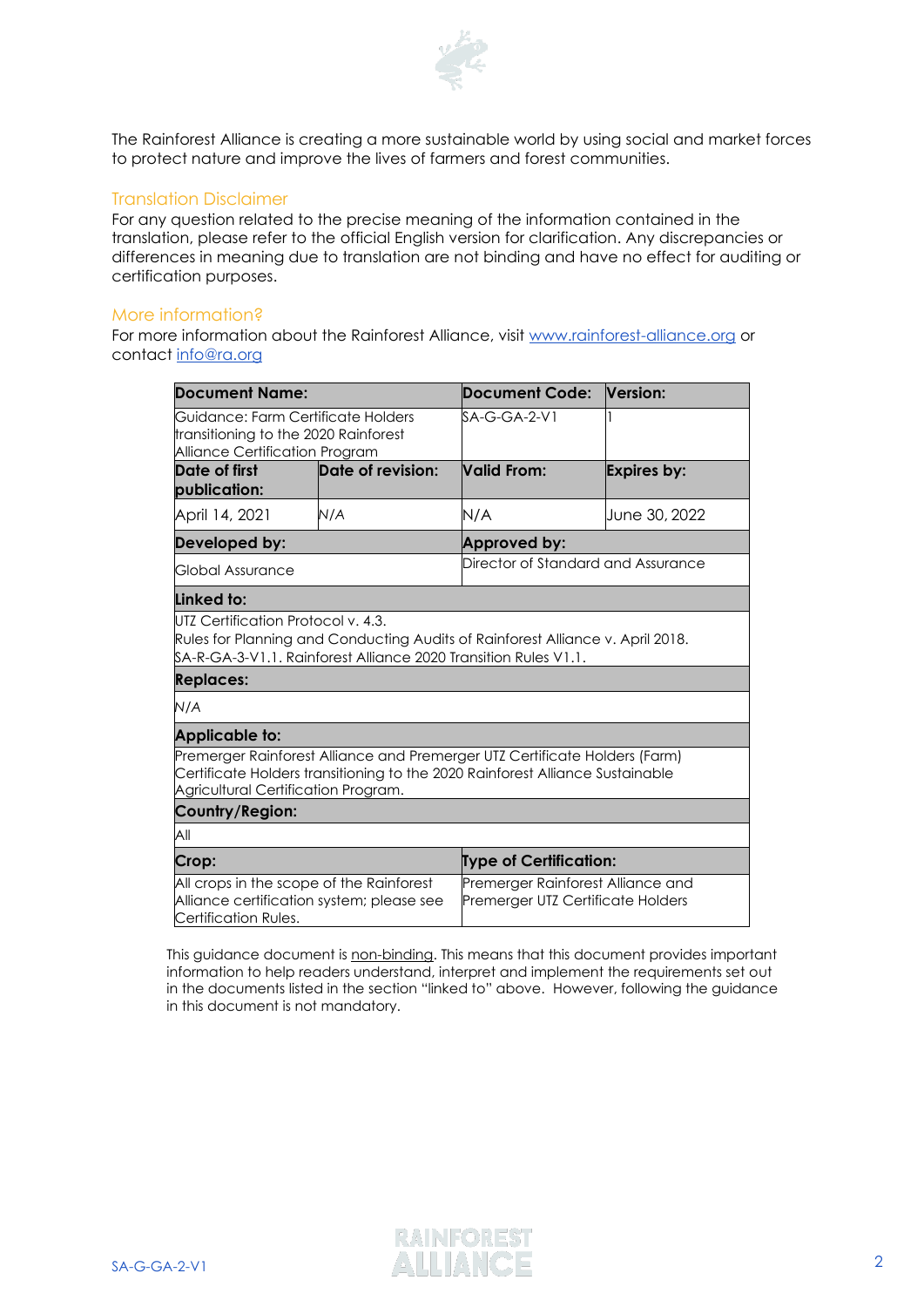The Rainforest Alliance is creating a more sustainable world by using social and market forces to protect nature and improve the lives of farmers and forest communities.

## Translation Disclaimer

For any question related to the precise meaning of the information contained in the translation, please refer to the official English version for clarification. Any discrepancies or differences in meaning due to translation are not binding and have no effect for auditing or certification purposes.

## More information?

For more information about the Rainforest Alliance, visit [www.rainforest-alliance.org](http://www.rainforest-alliance.org) or contact [info@ra.org](mailto:info@ra.org)

| **Document Name:** | | **Document Code:** | **Version:** |
|---|---|---|---|
| Guidance: Farm Certificate Holders transitioning to the 2020 Rainforest Alliance Certification Program | | SA-G-GA-2-V1 | 1 |
| **Date of first publication:** | **Date of revision:** | **Valid From:** | **Expires by:** |
| April 14, 2021 | N/A | N/A | June 30, 2022 |
| **Developed by:** | | **Approved by:** | |
| Global Assurance | | Director of Standard and Assurance | |
| **Linked to:** | | | |
| UTZ Certification Protocol v. 4.3.<br>Rules for Planning and Conducting Audits of Rainforest Alliance v. April 2018.<br>SA-R-GA-3-V1.1. Rainforest Alliance 2020 Transition Rules V1.1. | | | |
| **Replaces:** | | | |
| N/A | | | |
| **Applicable to:** | | | |
| Premerger Rainforest Alliance and Premerger UTZ Certificate Holders (Farm) Certificate Holders transitioning to the 2020 Rainforest Alliance Sustainable Agricultural Certification Program. | | | |
| **Country/Region:** | | | |
| All | | | |
| **Crop:** | | **Type of Certification:** | |
| All crops in the scope of the Rainforest Alliance certification system; please see Certification Rules. | | Premerger Rainforest Alliance and Premerger UTZ Certificate Holders | |

This guidance document is non-binding. This means that this document provides important information to help readers understand, interpret and implement the requirements set out in the documents listed in the section "linked to" above. However, following the guidance in this document is not mandatory.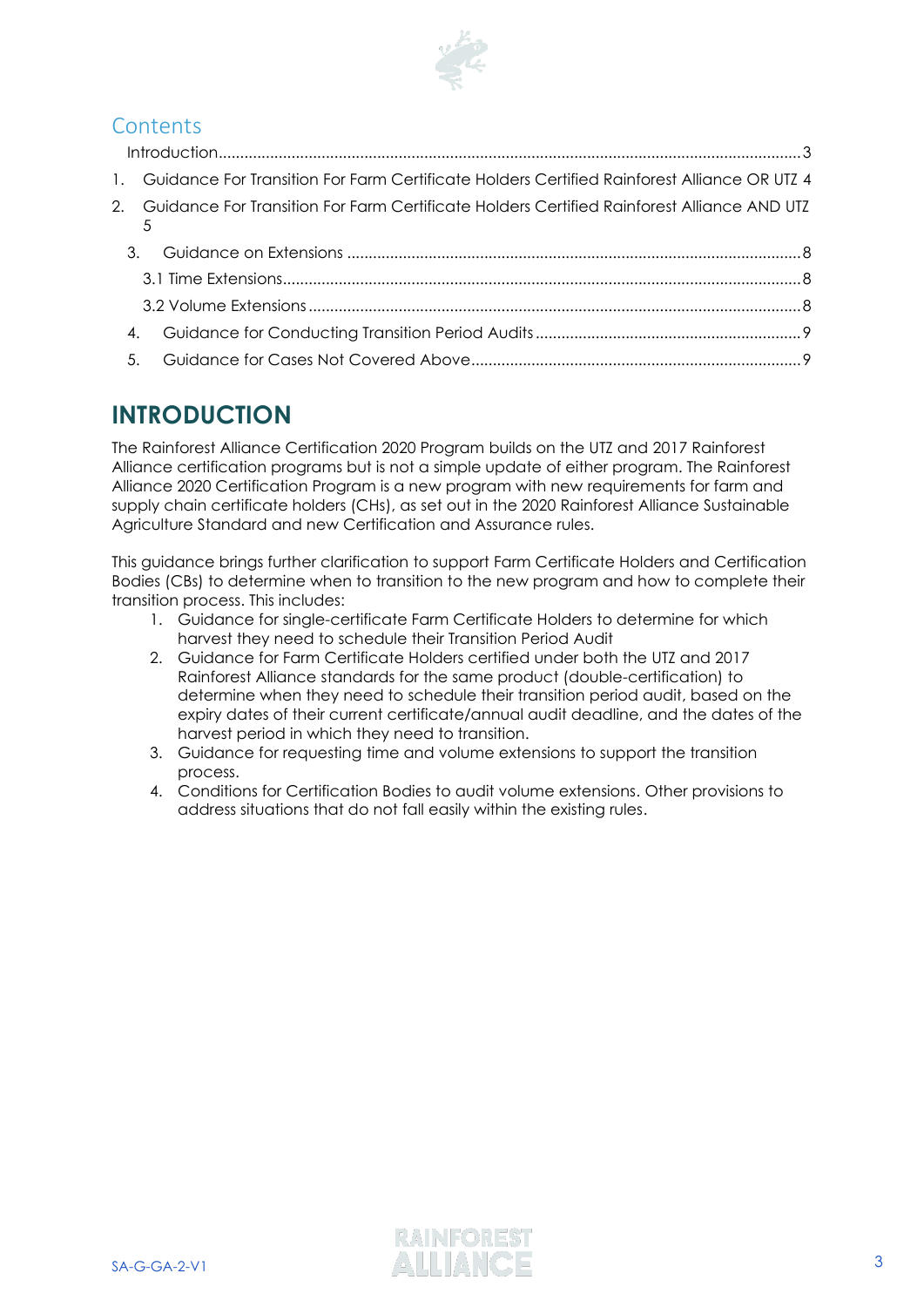## Contents

Introduction....3

1. Guidance For Transition For Farm Certificate Holders Certified Rainforest Alliance OR UTZ 4
2. Guidance For Transition For Farm Certificate Holders Certified Rainforest Alliance AND UTZ 5
3. Guidance on Extensions ....8
   - 3.1 Time Extensions....8
   - 3.2 Volume Extensions....8
4. Guidance for Conducting Transition Period Audits....9
5. Guidance for Cases Not Covered Above....9

# INTRODUCTION

The Rainforest Alliance Certification 2020 Program builds on the UTZ and 2017 Rainforest Alliance certification programs but is not a simple update of either program. The Rainforest Alliance 2020 Certification Program is a new program with new requirements for farm and supply chain certificate holders (CHs), as set out in the 2020 Rainforest Alliance Sustainable Agriculture Standard and new Certification and Assurance rules.

This guidance brings further clarification to support Farm Certificate Holders and Certification Bodies (CBs) to determine when to transition to the new program and how to complete their transition process. This includes:

1. Guidance for single-certificate Farm Certificate Holders to determine for which harvest they need to schedule their Transition Period Audit
2. Guidance for Farm Certificate Holders certified under both the UTZ and 2017 Rainforest Alliance standards for the same product (double-certification) to determine when they need to schedule their transition period audit, based on the expiry dates of their current certificate/annual audit deadline, and the dates of the harvest period in which they need to transition.
3. Guidance for requesting time and volume extensions to support the transition process.
4. Conditions for Certification Bodies to audit volume extensions. Other provisions to address situations that do not fall easily within the existing rules.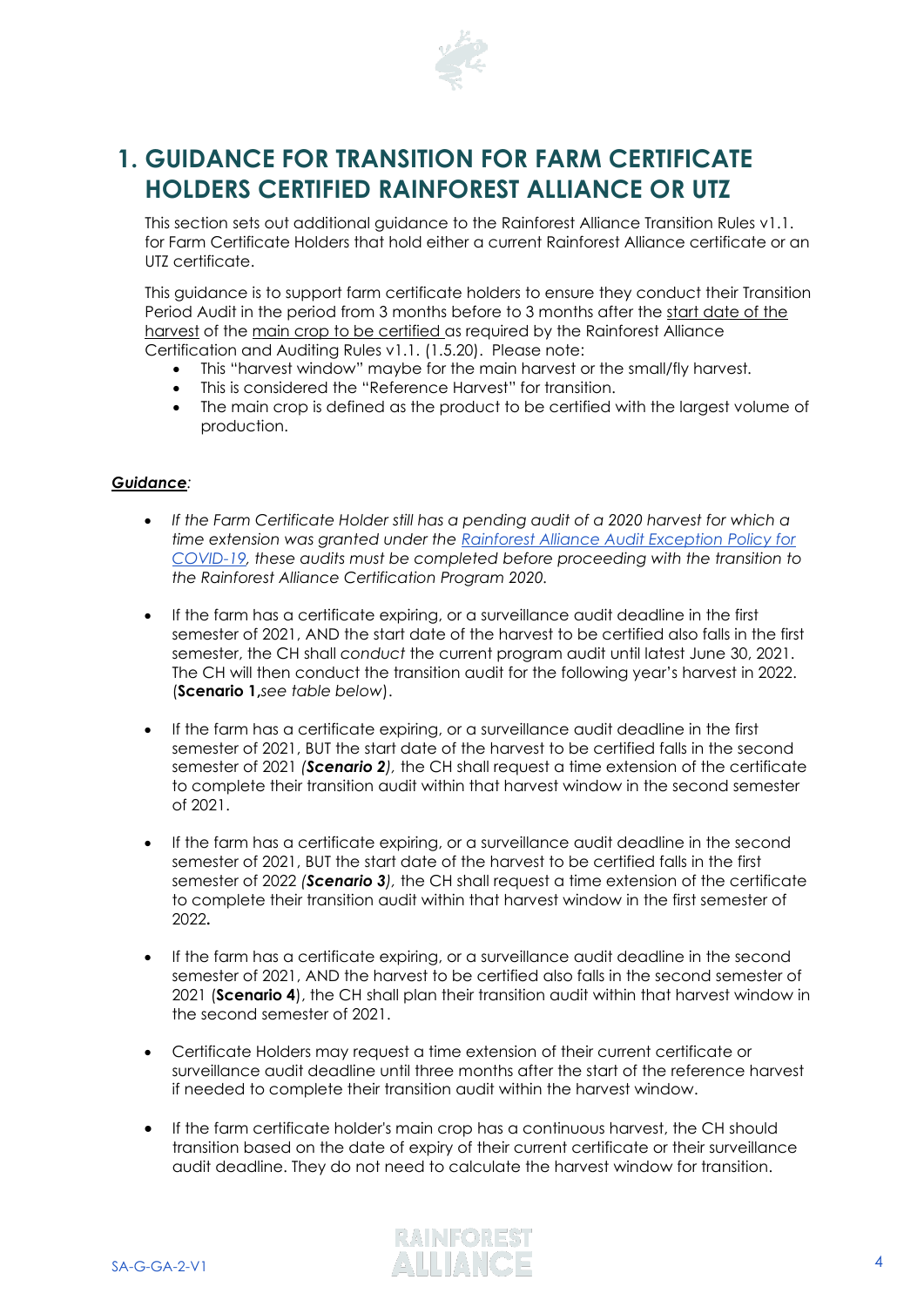# 1. GUIDANCE FOR TRANSITION FOR FARM CERTIFICATE HOLDERS CERTIFIED RAINFOREST ALLIANCE OR UTZ

This section sets out additional guidance to the Rainforest Alliance Transition Rules v1.1. for Farm Certificate Holders that hold either a current Rainforest Alliance certificate or an UTZ certificate.

This guidance is to support farm certificate holders to ensure they conduct their Transition Period Audit in the period from 3 months before to 3 months after the start date of the harvest of the main crop to be certified as required by the Rainforest Alliance Certification and Auditing Rules v1.1. (1.5.20). Please note:

- This "harvest window" maybe for the main harvest or the small/fly harvest.
- This is considered the "Reference Harvest" for transition.
- The main crop is defined as the product to be certified with the largest volume of production.

***Guidance**:*

- *If the Farm Certificate Holder still has a pending audit of a 2020 harvest for which a time extension was granted under the [Rainforest Alliance Audit Exception Policy for COVID-19](), these audits must be completed before proceeding with the transition to the Rainforest Alliance Certification Program 2020.*

- If the farm has a certificate expiring, or a surveillance audit deadline in the first semester of 2021, AND the start date of the harvest to be certified also falls in the first semester, the CH shall *conduct* the current program audit until latest June 30, 2021. The CH will then conduct the transition audit for the following year's harvest in 2022. (**Scenario 1,** *see table below*).

- If the farm has a certificate expiring, or a surveillance audit deadline in the first semester of 2021, BUT the start date of the harvest to be certified falls in the second semester of 2021 ***(Scenario 2**)*, the CH shall request a time extension of the certificate to complete their transition audit within that harvest window in the second semester of 2021.

- If the farm has a certificate expiring, or a surveillance audit deadline in the second semester of 2021, BUT the start date of the harvest to be certified falls in the first semester of 2022 ***(Scenario 3**)*, the CH shall request a time extension of the certificate to complete their transition audit within that harvest window in the first semester of 2022**.**

- If the farm has a certificate expiring, or a surveillance audit deadline in the second semester of 2021, AND the harvest to be certified also falls in the second semester of 2021 (**Scenario 4**), the CH shall plan their transition audit within that harvest window in the second semester of 2021.

- Certificate Holders may request a time extension of their current certificate or surveillance audit deadline until three months after the start of the reference harvest if needed to complete their transition audit within the harvest window.

- If the farm certificate holder's main crop has a continuous harvest, the CH should transition based on the date of expiry of their current certificate or their surveillance audit deadline. They do not need to calculate the harvest window for transition.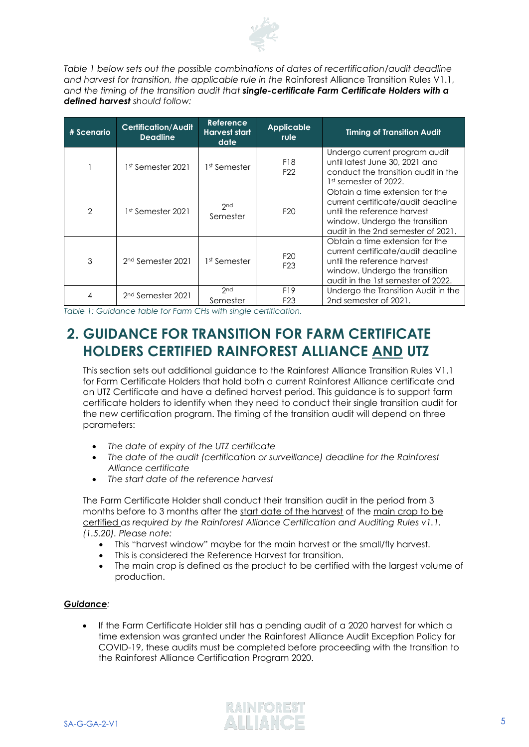*Table 1 below sets out the possible combinations of dates of recertification/audit deadline and harvest for transition, the applicable rule in the* Rainforest Alliance Transition Rules V1.1, *and the timing of the transition audit that* ***single-certificate Farm Certificate Holders with a defined harvest*** *should follow:*

| # Scenario | Certification/Audit Deadline | Reference Harvest start date | Applicable rule | Timing of Transition Audit |
|---|---|---|---|---|
| 1 | 1st Semester 2021 | 1st Semester | F18<br>F22 | Undergo current program audit until latest June 30, 2021 and conduct the transition audit in the 1st semester of 2022. |
| 2 | 1st Semester 2021 | 2nd Semester | F20 | Obtain a time extension for the current certificate/audit deadline until the reference harvest window. Undergo the transition audit in the 2nd semester of 2021. |
| 3 | 2nd Semester 2021 | 1st Semester | F20<br>F23 | Obtain a time extension for the current certificate/audit deadline until the reference harvest window. Undergo the transition audit in the 1st semester of 2022. |
| 4 | 2nd Semester 2021 | 2nd Semester | F19<br>F23 | Undergo the Transition Audit in the 2nd semester of 2021. |

*Table 1: Guidance table for Farm CHs with single certification.*

## 2. GUIDANCE FOR TRANSITION FOR FARM CERTIFICATE HOLDERS CERTIFIED RAINFOREST ALLIANCE AND UTZ

This section sets out additional guidance to the Rainforest Alliance Transition Rules V1.1 for Farm Certificate Holders that hold both a current Rainforest Alliance certificate and an UTZ Certificate and have a defined harvest period. This guidance is to support farm certificate holders to identify when they need to conduct their single transition audit for the new certification program. The timing of the transition audit will depend on three parameters:

- *The date of expiry of the UTZ certificate*
- *The date of the audit (certification or surveillance) deadline for the Rainforest Alliance certificate*
- *The start date of the reference harvest*

The Farm Certificate Holder shall conduct their transition audit in the period from 3 months before to 3 months after the start date of the harvest of the main crop to be certified *as required by the Rainforest Alliance Certification and Auditing Rules v1.1. (1.5.20). Please note:*

- This "harvest window" maybe for the main harvest or the small/fly harvest.
- This is considered the Reference Harvest for transition.
- The main crop is defined as the product to be certified with the largest volume of production.

***Guidance:***

- If the Farm Certificate Holder still has a pending audit of a 2020 harvest for which a time extension was granted under the Rainforest Alliance Audit Exception Policy for COVID-19, these audits must be completed before proceeding with the transition to the Rainforest Alliance Certification Program 2020.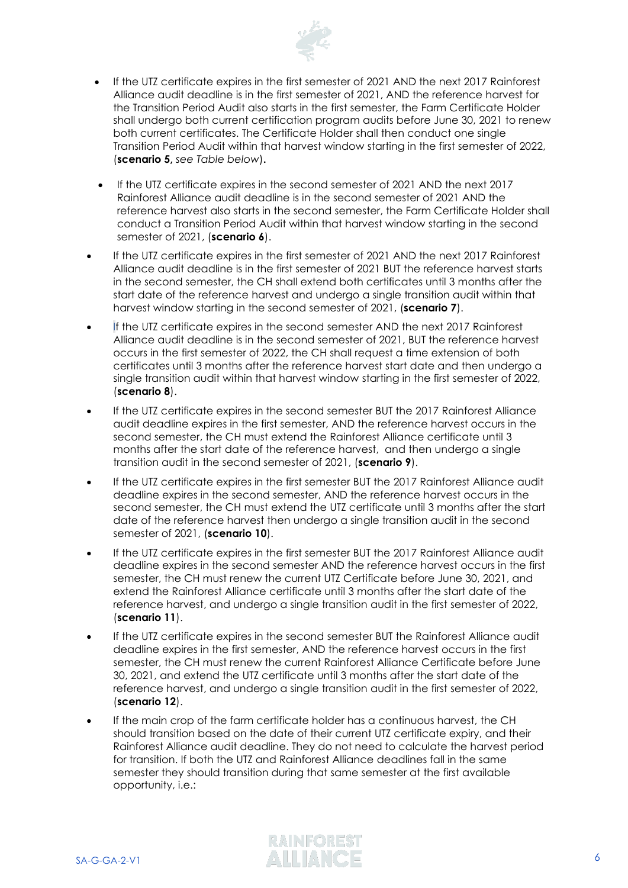- If the UTZ certificate expires in the first semester of 2021 AND the next 2017 Rainforest Alliance audit deadline is in the first semester of 2021, AND the reference harvest for the Transition Period Audit also starts in the first semester, the Farm Certificate Holder shall undergo both current certification program audits before June 30, 2021 to renew both current certificates. The Certificate Holder shall then conduct one single Transition Period Audit within that harvest window starting in the first semester of 2022, (**scenario 5,** *see Table below*)**.**
- If the UTZ certificate expires in the second semester of 2021 AND the next 2017 Rainforest Alliance audit deadline is in the second semester of 2021 AND the reference harvest also starts in the second semester, the Farm Certificate Holder shall conduct a Transition Period Audit within that harvest window starting in the second semester of 2021, (**scenario 6**).
- If the UTZ certificate expires in the first semester of 2021 AND the next 2017 Rainforest Alliance audit deadline is in the first semester of 2021 BUT the reference harvest starts in the second semester, the CH shall extend both certificates until 3 months after the start date of the reference harvest and undergo a single transition audit within that harvest window starting in the second semester of 2021, (**scenario 7**).
- If the UTZ certificate expires in the second semester AND the next 2017 Rainforest Alliance audit deadline is in the second semester of 2021, BUT the reference harvest occurs in the first semester of 2022, the CH shall request a time extension of both certificates until 3 months after the reference harvest start date and then undergo a single transition audit within that harvest window starting in the first semester of 2022, (**scenario 8**).
- If the UTZ certificate expires in the second semester BUT the 2017 Rainforest Alliance audit deadline expires in the first semester, AND the reference harvest occurs in the second semester, the CH must extend the Rainforest Alliance certificate until 3 months after the start date of the reference harvest, and then undergo a single transition audit in the second semester of 2021, (**scenario 9**).
- If the UTZ certificate expires in the first semester BUT the 2017 Rainforest Alliance audit deadline expires in the second semester, AND the reference harvest occurs in the second semester, the CH must extend the UTZ certificate until 3 months after the start date of the reference harvest then undergo a single transition audit in the second semester of 2021, (**scenario 10**).
- If the UTZ certificate expires in the first semester BUT the 2017 Rainforest Alliance audit deadline expires in the second semester AND the reference harvest occurs in the first semester, the CH must renew the current UTZ Certificate before June 30, 2021, and extend the Rainforest Alliance certificate until 3 months after the start date of the reference harvest, and undergo a single transition audit in the first semester of 2022, (**scenario 11**).
- If the UTZ certificate expires in the second semester BUT the Rainforest Alliance audit deadline expires in the first semester, AND the reference harvest occurs in the first semester, the CH must renew the current Rainforest Alliance Certificate before June 30, 2021, and extend the UTZ certificate until 3 months after the start date of the reference harvest, and undergo a single transition audit in the first semester of 2022, (**scenario 12**).
- If the main crop of the farm certificate holder has a continuous harvest, the CH should transition based on the date of their current UTZ certificate expiry, and their Rainforest Alliance audit deadline. They do not need to calculate the harvest period for transition. If both the UTZ and Rainforest Alliance deadlines fall in the same semester they should transition during that same semester at the first available opportunity, i.e.: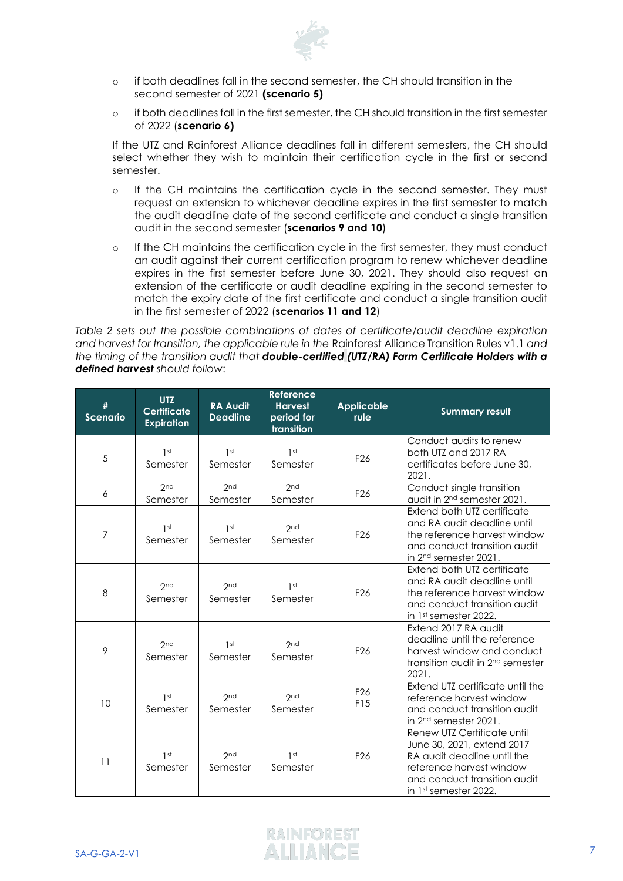- if both deadlines fall in the second semester, the CH should transition in the second semester of 2021 **(scenario 5)**
- if both deadlines fall in the first semester, the CH should transition in the first semester of 2022 (**scenario 6)**

If the UTZ and Rainforest Alliance deadlines fall in different semesters, the CH should select whether they wish to maintain their certification cycle in the first or second semester.

- If the CH maintains the certification cycle in the second semester. They must request an extension to whichever deadline expires in the first semester to match the audit deadline date of the second certificate and conduct a single transition audit in the second semester (**scenarios 9 and 10**)
- If the CH maintains the certification cycle in the first semester, they must conduct an audit against their current certification program to renew whichever deadline expires in the first semester before June 30, 2021. They should also request an extension of the certificate or audit deadline expiring in the second semester to match the expiry date of the first certificate and conduct a single transition audit in the first semester of 2022 (**scenarios 11 and 12**)

*Table 2 sets out the possible combinations of dates of certificate/audit deadline expiration and harvest for transition, the applicable rule in the* Rainforest Alliance Transition Rules v1.1 *and the timing of the transition audit that **double-certified (UTZ/RA) Farm Certificate Holders with a defined harvest** should follow*:

| # Scenario | UTZ Certificate Expiration | RA Audit Deadline | Reference Harvest period for transition | Applicable rule | Summary result |
|---|---|---|---|---|---|
| 5 | 1st Semester | 1st Semester | 1st Semester | F26 | Conduct audits to renew both UTZ and 2017 RA certificates before June 30, 2021. |
| 6 | 2nd Semester | 2nd Semester | 2nd Semester | F26 | Conduct single transition audit in 2nd semester 2021. |
| 7 | 1st Semester | 1st Semester | 2nd Semester | F26 | Extend both UTZ certificate and RA audit deadline until the reference harvest window and conduct transition audit in 2nd semester 2021. |
| 8 | 2nd Semester | 2nd Semester | 1st Semester | F26 | Extend both UTZ certificate and RA audit deadline until the reference harvest window and conduct transition audit in 1st semester 2022. |
| 9 | 2nd Semester | 1st Semester | 2nd Semester | F26 | Extend 2017 RA audit deadline until the reference harvest window and conduct transition audit in 2nd semester 2021. |
| 10 | 1st Semester | 2nd Semester | 2nd Semester | F26 F15 | Extend UTZ certificate until the reference harvest window and conduct transition audit in 2nd semester 2021. |
| 11 | 1st Semester | 2nd Semester | 1st Semester | F26 | Renew UTZ Certificate until June 30, 2021, extend 2017 RA audit deadline until the reference harvest window and conduct transition audit in 1st semester 2022. |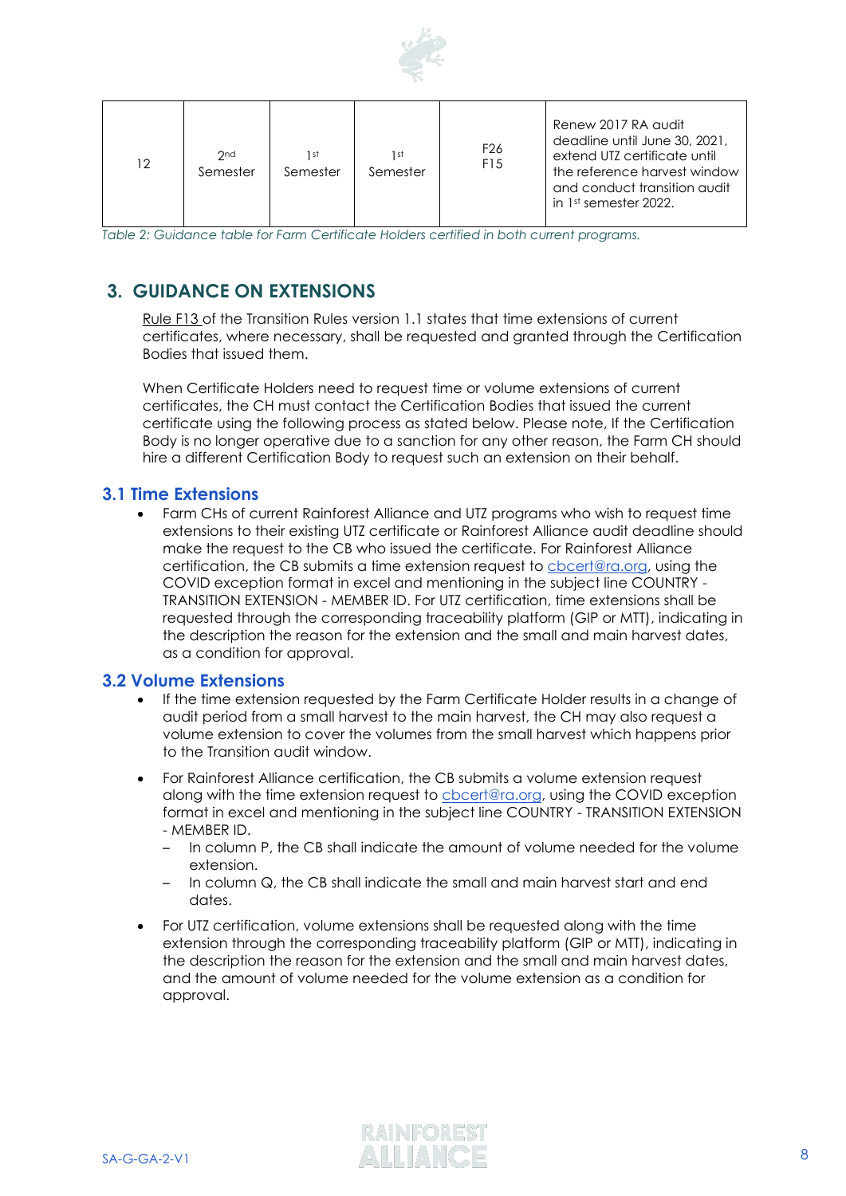| | | | | | |
|---|---|---|---|---|---|
| 12 | 2nd Semester | 1st Semester | 1st Semester | F26 F15 | Renew 2017 RA audit deadline until June 30, 2021, extend UTZ certificate until the reference harvest window and conduct transition audit in 1st semester 2022. |

*Table 2: Guidance table for Farm Certificate Holders certified in both current programs.*

## 3. GUIDANCE ON EXTENSIONS

Rule F13 of the Transition Rules version 1.1 states that time extensions of current certificates, where necessary, shall be requested and granted through the Certification Bodies that issued them.

When Certificate Holders need to request time or volume extensions of current certificates, the CH must contact the Certification Bodies that issued the current certificate using the following process as stated below. Please note, If the Certification Body is no longer operative due to a sanction for any other reason, the Farm CH should hire a different Certification Body to request such an extension on their behalf.

### 3.1 Time Extensions

- Farm CHs of current Rainforest Alliance and UTZ programs who wish to request time extensions to their existing UTZ certificate or Rainforest Alliance audit deadline should make the request to the CB who issued the certificate. For Rainforest Alliance certification, the CB submits a time extension request to cbcert@ra.org, using the COVID exception format in excel and mentioning in the subject line COUNTRY - TRANSITION EXTENSION - MEMBER ID. For UTZ certification, time extensions shall be requested through the corresponding traceability platform (GIP or MTT), indicating in the description the reason for the extension and the small and main harvest dates, as a condition for approval.

### 3.2 Volume Extensions

- If the time extension requested by the Farm Certificate Holder results in a change of audit period from a small harvest to the main harvest, the CH may also request a volume extension to cover the volumes from the small harvest which happens prior to the Transition audit window.
- For Rainforest Alliance certification, the CB submits a volume extension request along with the time extension request to cbcert@ra.org, using the COVID exception format in excel and mentioning in the subject line COUNTRY - TRANSITION EXTENSION - MEMBER ID.
  - In column P, the CB shall indicate the amount of volume needed for the volume extension.
  - In column Q, the CB shall indicate the small and main harvest start and end dates.
- For UTZ certification, volume extensions shall be requested along with the time extension through the corresponding traceability platform (GIP or MTT), indicating in the description the reason for the extension and the small and main harvest dates, and the amount of volume needed for the volume extension as a condition for approval.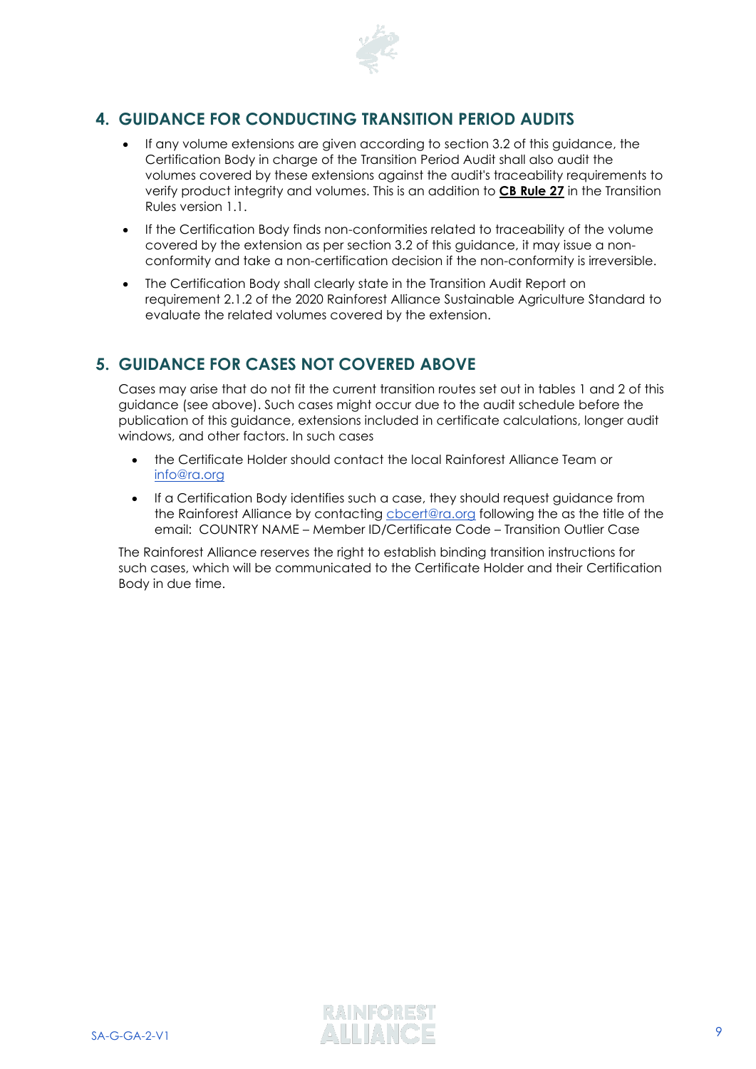## 4. GUIDANCE FOR CONDUCTING TRANSITION PERIOD AUDITS

- If any volume extensions are given according to section 3.2 of this guidance, the Certification Body in charge of the Transition Period Audit shall also audit the volumes covered by these extensions against the audit's traceability requirements to verify product integrity and volumes. This is an addition to **CB Rule 27** in the Transition Rules version 1.1.
- If the Certification Body finds non-conformities related to traceability of the volume covered by the extension as per section 3.2 of this guidance, it may issue a non-conformity and take a non-certification decision if the non-conformity is irreversible.
- The Certification Body shall clearly state in the Transition Audit Report on requirement 2.1.2 of the 2020 Rainforest Alliance Sustainable Agriculture Standard to evaluate the related volumes covered by the extension.

## 5. GUIDANCE FOR CASES NOT COVERED ABOVE

Cases may arise that do not fit the current transition routes set out in tables 1 and 2 of this guidance (see above). Such cases might occur due to the audit schedule before the publication of this guidance, extensions included in certificate calculations, longer audit windows, and other factors. In such cases

- the Certificate Holder should contact the local Rainforest Alliance Team or info@ra.org
- If a Certification Body identifies such a case, they should request guidance from the Rainforest Alliance by contacting cbcert@ra.org following the as the title of the email: COUNTRY NAME – Member ID/Certificate Code – Transition Outlier Case

The Rainforest Alliance reserves the right to establish binding transition instructions for such cases, which will be communicated to the Certificate Holder and their Certification Body in due time.